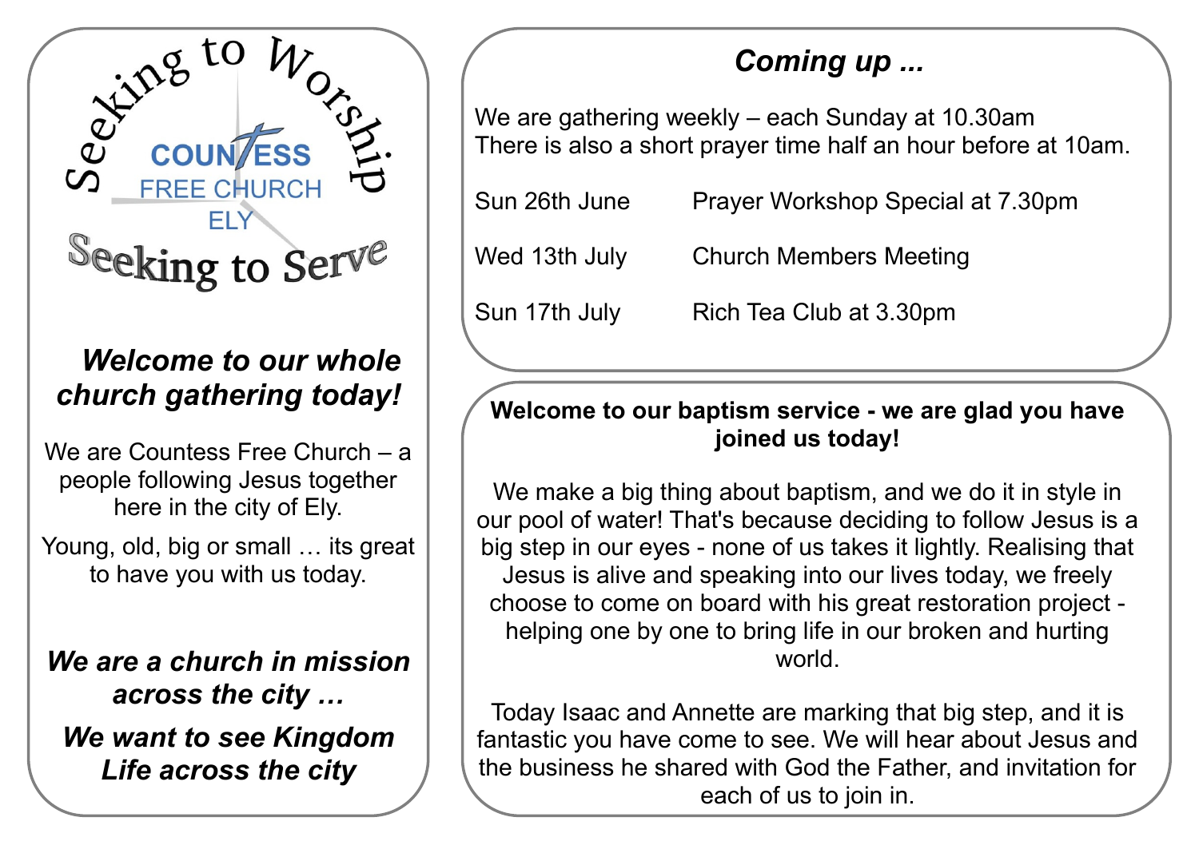Seeking to Worship

COUNTESS FREE CHURCH ELY

Seeking to Serve

### *Welcome to our whole church gathering today!*

We are Countess Free Church – a people following Jesus together here in the city of Ely.

Young, old, big or small … its great to have you with us today.

***We are a church in mission across the city …***

***We want to see Kingdom Life across the city***

## *Coming up ...*

We are gathering weekly – each Sunday at 10.30am
There is also a short prayer time half an hour before at 10am.

| | |
|---|---|
| Sun 26th June | Prayer Workshop Special at 7.30pm |
| Wed 13th July | Church Members Meeting |
| Sun 17th July | Rich Tea Club at 3.30pm |

**Welcome to our baptism service - we are glad you have joined us today!**

We make a big thing about baptism, and we do it in style in our pool of water! That's because deciding to follow Jesus is a big step in our eyes - none of us takes it lightly. Realising that Jesus is alive and speaking into our lives today, we freely choose to come on board with his great restoration project - helping one by one to bring life in our broken and hurting world.

Today Isaac and Annette are marking that big step, and it is fantastic you have come to see. We will hear about Jesus and the business he shared with God the Father, and invitation for each of us to join in.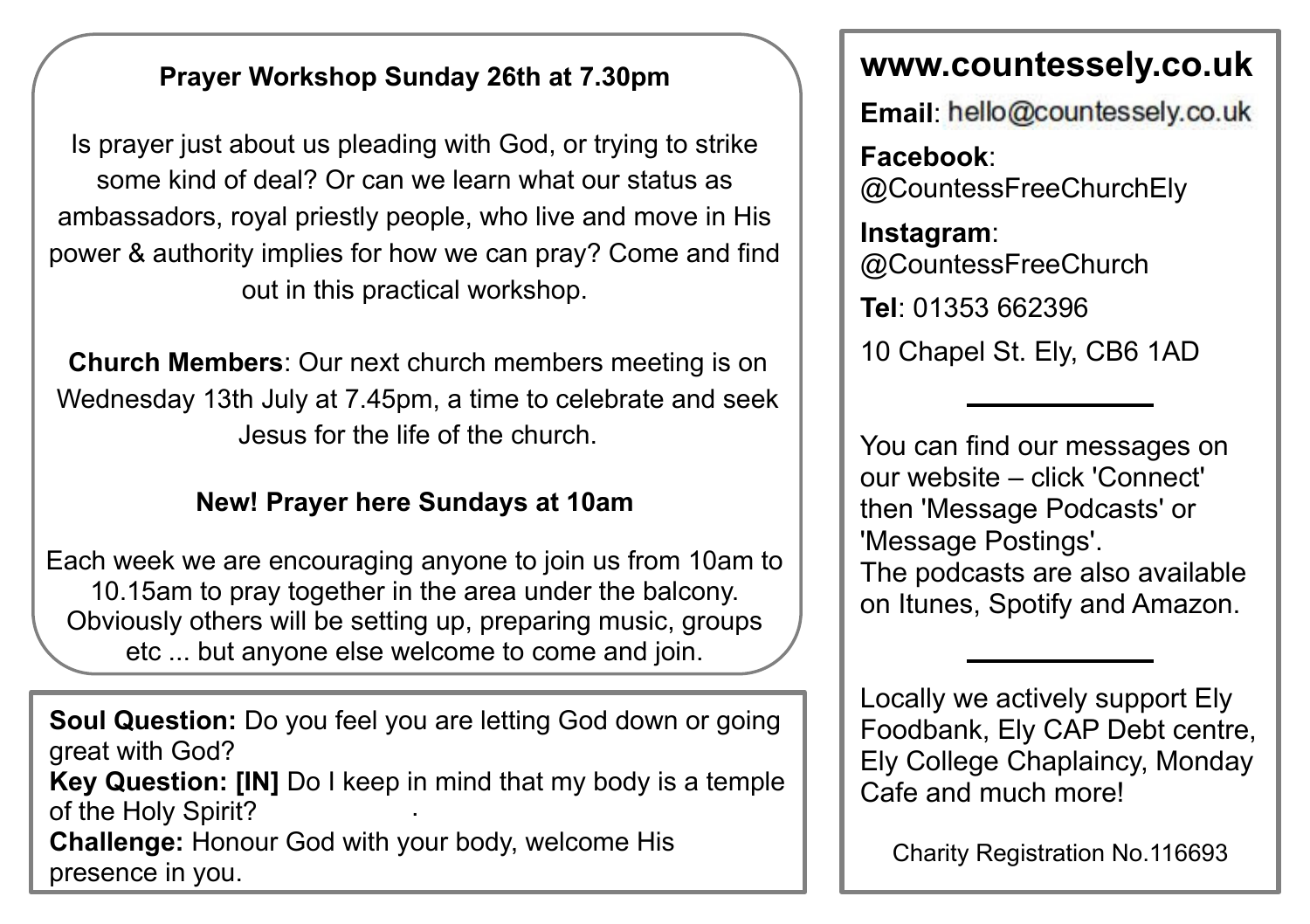**Prayer Workshop Sunday 26th at 7.30pm**

Is prayer just about us pleading with God, or trying to strike some kind of deal? Or can we learn what our status as ambassadors, royal priestly people, who live and move in His power & authority implies for how we can pray? Come and find out in this practical workshop.

**Church Members**: Our next church members meeting is on Wednesday 13th July at 7.45pm, a time to celebrate and seek Jesus for the life of the church.

**New! Prayer here Sundays at 10am**

Each week we are encouraging anyone to join us from 10am to 10.15am to pray together in the area under the balcony. Obviously others will be setting up, preparing music, groups etc ... but anyone else welcome to come and join.

**Soul Question:** Do you feel you are letting God down or going great with God?
**Key Question: [IN]** Do I keep in mind that my body is a temple of the Holy Spirit?
**Challenge:** Honour God with your body, welcome His presence in you.

**www.countessely.co.uk**

**Email**: hello@countessely.co.uk

**Facebook**: @CountessFreeChurchEly

**Instagram**: @CountessFreeChurch

**Tel**: 01353 662396

10 Chapel St. Ely, CB6 1AD

---

You can find our messages on our website – click 'Connect' then 'Message Podcasts' or 'Message Postings'.
The podcasts are also available on Itunes, Spotify and Amazon.

---

Locally we actively support Ely Foodbank, Ely CAP Debt centre, Ely College Chaplaincy, Monday Cafe and much more!

Charity Registration No.116693